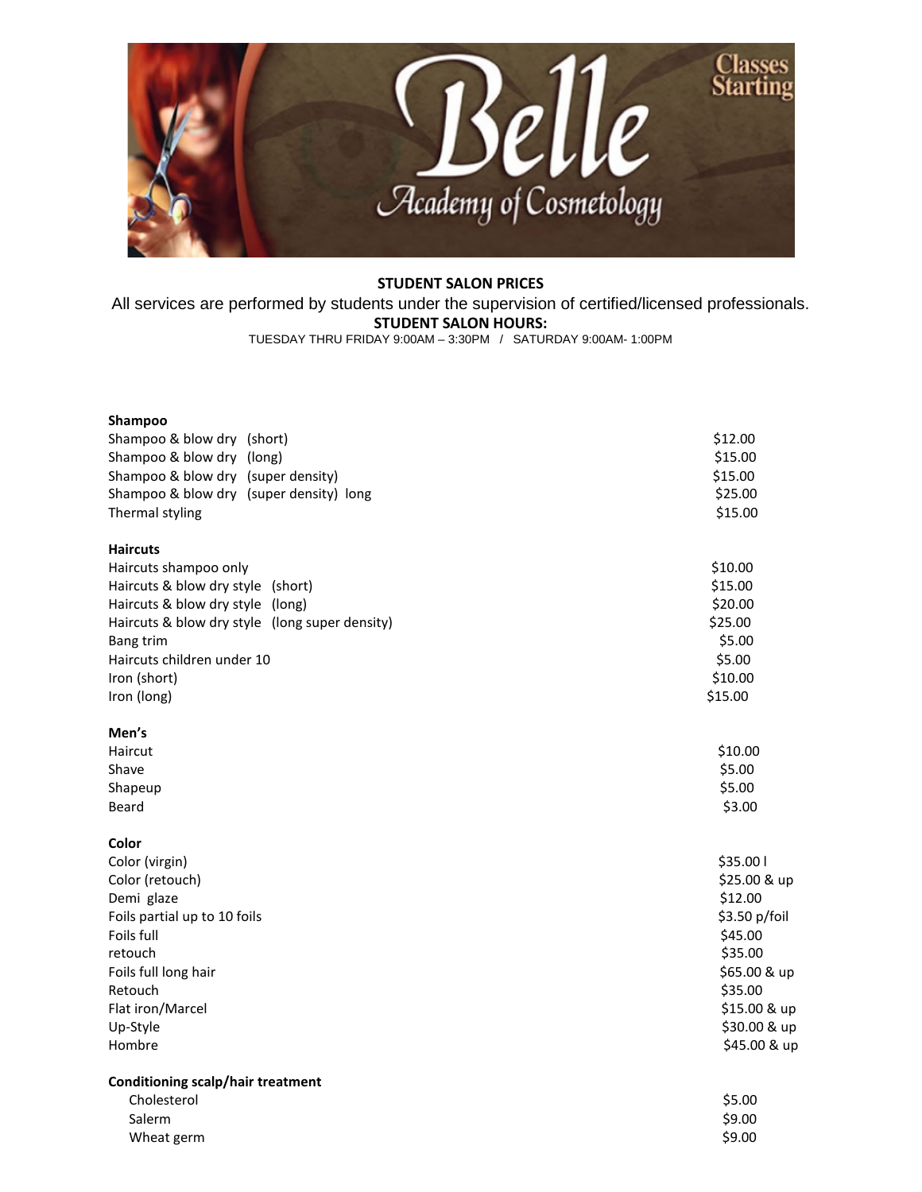**STUDENT SALON PRICES**

All services are performed by students under the supervision of certified/licensed professionals.

**STUDENT SALON HOURS:**

TUESDAY THRU FRIDAY 9:00AM – 3:30PM / SATURDAY 9:00AM- 1:00PM

**Shampoo**

| | |
|---|---|
| Shampoo & blow dry (short) | $12.00 |
| Shampoo & blow dry (long) | $15.00 |
| Shampoo & blow dry (super density) | $15.00 |
| Shampoo & blow dry (super density) long | $25.00 |
| Thermal styling | $15.00 |

**Haircuts**

| | |
|---|---|
| Haircuts shampoo only | $10.00 |
| Haircuts & blow dry style (short) | $15.00 |
| Haircuts & blow dry style (long) | $20.00 |
| Haircuts & blow dry style (long super density) | $25.00 |
| Bang trim | $5.00 |
| Haircuts children under 10 | $5.00 |
| Iron (short) | $10.00 |
| Iron (long) | $15.00 |

**Men's**

| | |
|---|---|
| Haircut | $10.00 |
| Shave | $5.00 |
| Shapeup | $5.00 |
| Beard | $3.00 |

**Color**

| | |
|---|---|
| Color (virgin) | $35.00 l |
| Color (retouch) | $25.00 & up |
| Demi glaze | $12.00 |
| Foils partial up to 10 foils | $3.50 p/foil |
| Foils full | $45.00 |
| retouch | $35.00 |
| Foils full long hair | $65.00 & up |
| Retouch | $35.00 |
| Flat iron/Marcel | $15.00 & up |
| Up-Style | $30.00 & up |
| Hombre | $45.00 & up |

**Conditioning scalp/hair treatment**

| | |
|---|---|
| Cholesterol | $5.00 |
| Salerm | $9.00 |
| Wheat germ | $9.00 |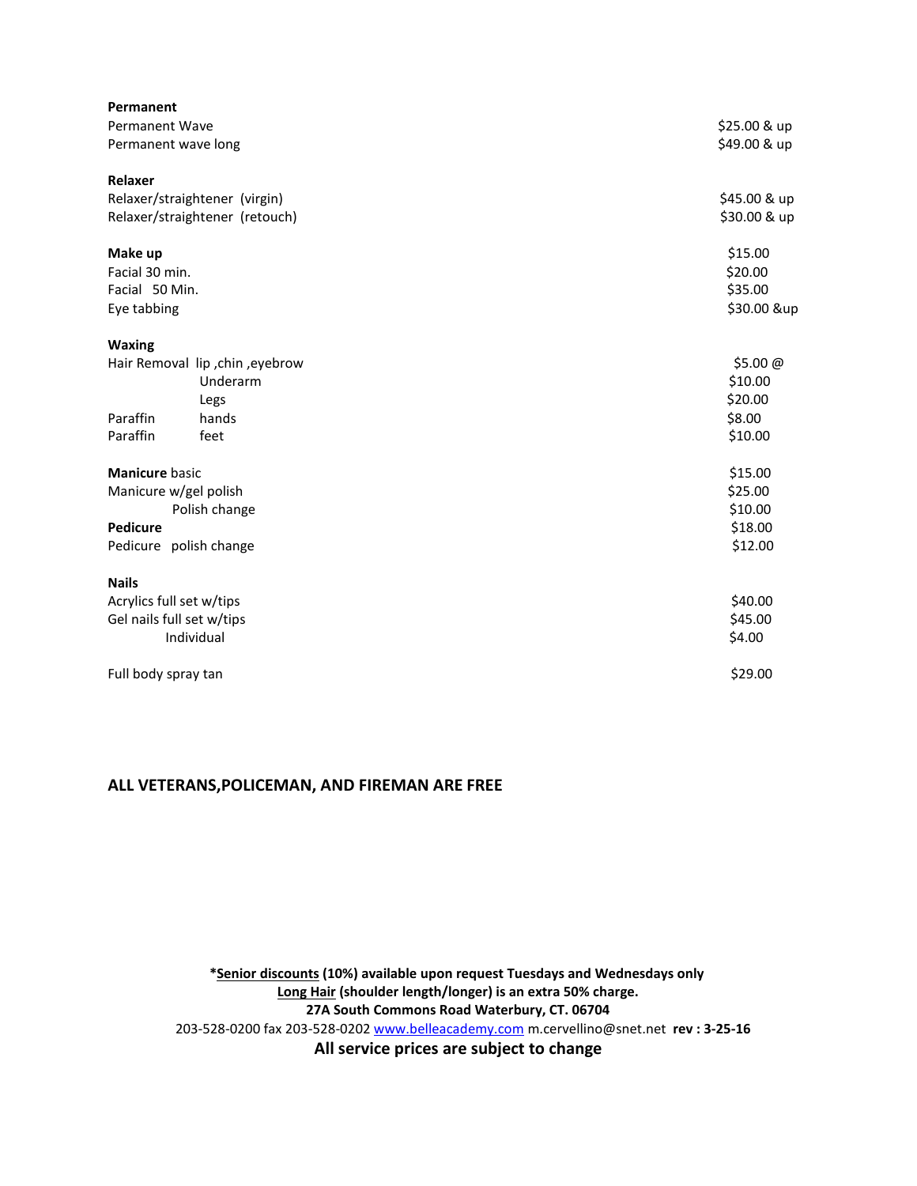| | |
|---|---|
| **Permanent** | |
| Permanent Wave | $25.00 & up |
| Permanent wave long | $49.00 & up |
| | |
| **Relaxer** | |
| Relaxer/straightener (virgin) | $45.00 & up |
| Relaxer/straightener (retouch) | $30.00 & up |
| | |
| **Make up** | $15.00 |
| Facial 30 min. | $20.00 |
| Facial 50 Min. | $35.00 |
| Eye tabbing | $30.00 &up |
| | |
| **Waxing** | |
| Hair Removal lip ,chin ,eyebrow | $5.00 @ |
| Underarm | $10.00 |
| Legs | $20.00 |
| Paraffin hands | $8.00 |
| Paraffin feet | $10.00 |
| | |
| **Manicure** basic | $15.00 |
| Manicure w/gel polish | $25.00 |
| Polish change | $10.00 |
| **Pedicure** | $18.00 |
| Pedicure polish change | $12.00 |
| | |
| **Nails** | |
| Acrylics full set w/tips | $40.00 |
| Gel nails full set w/tips | $45.00 |
| Individual | $4.00 |
| | |
| Full body spray tan | $29.00 |

**ALL VETERANS,POLICEMAN, AND FIREMAN ARE FREE**

***Senior discounts (10%) available upon request Tuesdays and Wednesdays only**

**Long Hair (shoulder length/longer) is an extra 50% charge.**

**27A South Commons Road Waterbury, CT. 06704**

203-528-0200 fax 203-528-0202 www.belleacademy.com m.cervellino@snet.net **rev : 3-25-16**

**All service prices are subject to change**